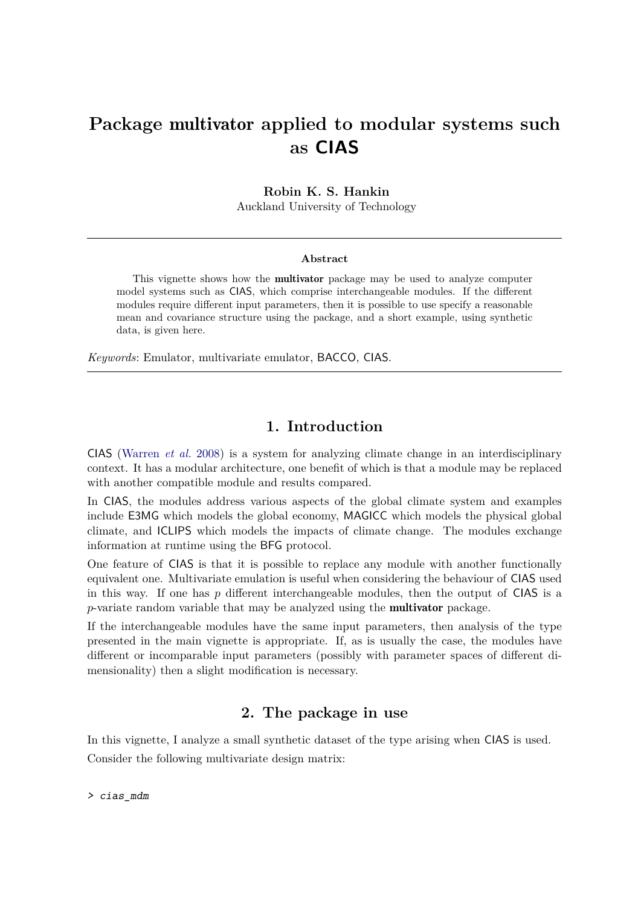# Package **multivator** applied to modular systems such as CIAS

**Robin K. S. Hankin**
Auckland University of Technology

---

**Abstract**

This vignette shows how the **multivator** package may be used to analyze computer model systems such as CIAS, which comprise interchangeable modules. If the different modules require different input parameters, then it is possible to use specify a reasonable mean and covariance structure using the package, and a short example, using synthetic data, is given here.

*Keywords*: Emulator, multivariate emulator, BACCO, CIAS.

---

## 1. Introduction

CIAS (Warren *et al.* 2008) is a system for analyzing climate change in an interdisciplinary context. It has a modular architecture, one benefit of which is that a module may be replaced with another compatible module and results compared.

In CIAS, the modules address various aspects of the global climate system and examples include E3MG which models the global economy, MAGICC which models the physical global climate, and ICLIPS which models the impacts of climate change. The modules exchange information at runtime using the BFG protocol.

One feature of CIAS is that it is possible to replace any module with another functionally equivalent one. Multivariate emulation is useful when considering the behaviour of CIAS used in this way. If one has $p$ different interchangeable modules, then the output of CIAS is a $p$-variate random variable that may be analyzed using the **multivator** package.

If the interchangeable modules have the same input parameters, then analysis of the type presented in the main vignette is appropriate. If, as is usually the case, the modules have different or incomparable input parameters (possibly with parameter spaces of different dimensionality) then a slight modification is necessary.

## 2. The package in use

In this vignette, I analyze a small synthetic dataset of the type arising when CIAS is used.

Consider the following multivariate design matrix:

```
> cias_mdm
```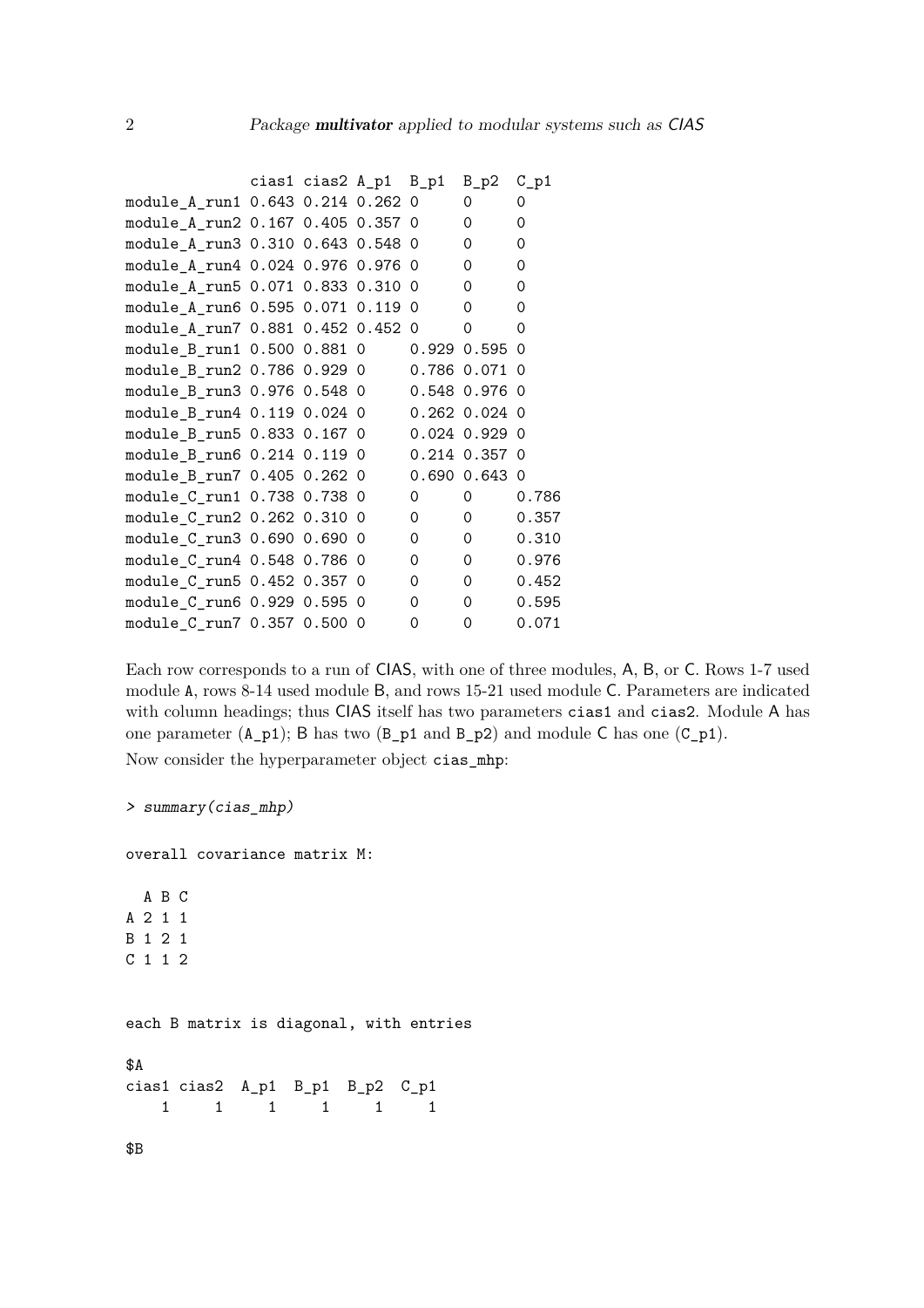```
              cias1 cias2 A_p1  B_p1  B_p2  C_p1
module_A_run1 0.643 0.214 0.262 0     0     0
module_A_run2 0.167 0.405 0.357 0     0     0
module_A_run3 0.310 0.643 0.548 0     0     0
module_A_run4 0.024 0.976 0.976 0     0     0
module_A_run5 0.071 0.833 0.310 0     0     0
module_A_run6 0.595 0.071 0.119 0     0     0
module_A_run7 0.881 0.452 0.452 0     0     0
module_B_run1 0.500 0.881 0     0.929 0.595 0
module_B_run2 0.786 0.929 0     0.786 0.071 0
module_B_run3 0.976 0.548 0     0.548 0.976 0
module_B_run4 0.119 0.024 0     0.262 0.024 0
module_B_run5 0.833 0.167 0     0.024 0.929 0
module_B_run6 0.214 0.119 0     0.214 0.357 0
module_B_run7 0.405 0.262 0     0.690 0.643 0
module_C_run1 0.738 0.738 0     0     0     0.786
module_C_run2 0.262 0.310 0     0     0     0.357
module_C_run3 0.690 0.690 0     0     0     0.310
module_C_run4 0.548 0.786 0     0     0     0.976
module_C_run5 0.452 0.357 0     0     0     0.452
module_C_run6 0.929 0.595 0     0     0     0.595
module_C_run7 0.357 0.500 0     0     0     0.071
```

Each row corresponds to a run of CIAS, with one of three modules, A, B, or C. Rows 1-7 used module A, rows 8-14 used module B, and rows 15-21 used module C. Parameters are indicated with column headings; thus CIAS itself has two parameters cias1 and cias2. Module A has one parameter (A_p1); B has two (B_p1 and B_p2) and module C has one (C_p1).

Now consider the hyperparameter object cias_mhp:

```
> summary(cias_mhp)

overall covariance matrix M:

  A B C
A 2 1 1
B 1 2 1
C 1 1 2


each B matrix is diagonal, with entries

$A
cias1 cias2  A_p1  B_p1  B_p2  C_p1
    1     1     1     1     1     1

$B
```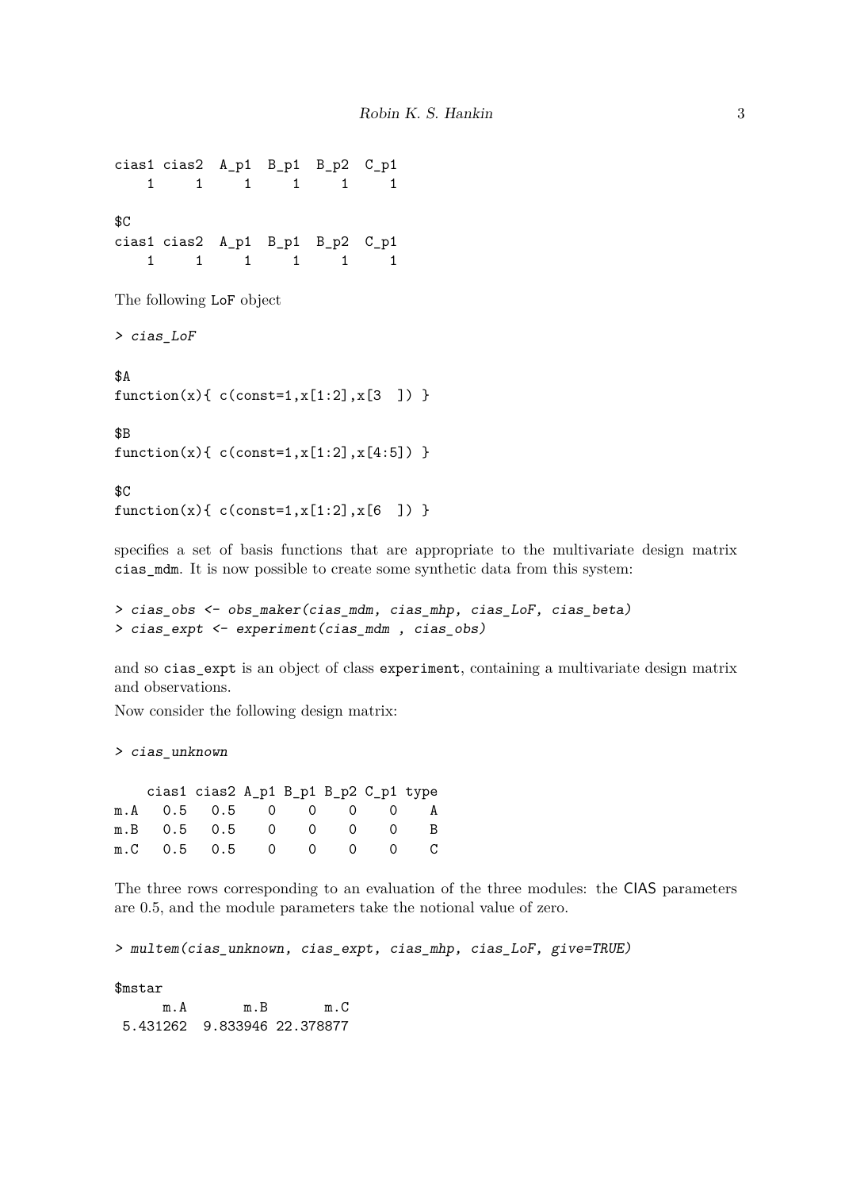```
cias1 cias2  A_p1  B_p1  B_p2  C_p1
    1     1     1     1     1     1

$C
cias1 cias2  A_p1  B_p1  B_p2  C_p1
    1     1     1     1     1     1
```

The following LoF object

```
> cias_LoF

$A
function(x){ c(const=1,x[1:2],x[3  ]) }

$B
function(x){ c(const=1,x[1:2],x[4:5]) }

$C
function(x){ c(const=1,x[1:2],x[6  ]) }
```

specifies a set of basis functions that are appropriate to the multivariate design matrix cias_mdm. It is now possible to create some synthetic data from this system:

```
> cias_obs <- obs_maker(cias_mdm, cias_mhp, cias_LoF, cias_beta)
> cias_expt <- experiment(cias_mdm , cias_obs)
```

and so cias_expt is an object of class experiment, containing a multivariate design matrix and observations.

Now consider the following design matrix:

```
> cias_unknown

    cias1 cias2 A_p1 B_p1 B_p2 C_p1 type
m.A   0.5   0.5    0    0    0    0    A
m.B   0.5   0.5    0    0    0    0    B
m.C   0.5   0.5    0    0    0    0    C
```

The three rows corresponding to an evaluation of the three modules: the CIAS parameters are 0.5, and the module parameters take the notional value of zero.

```
> multem(cias_unknown, cias_expt, cias_mhp, cias_LoF, give=TRUE)

$mstar
      m.A       m.B       m.C
 5.431262  9.833946 22.378877
```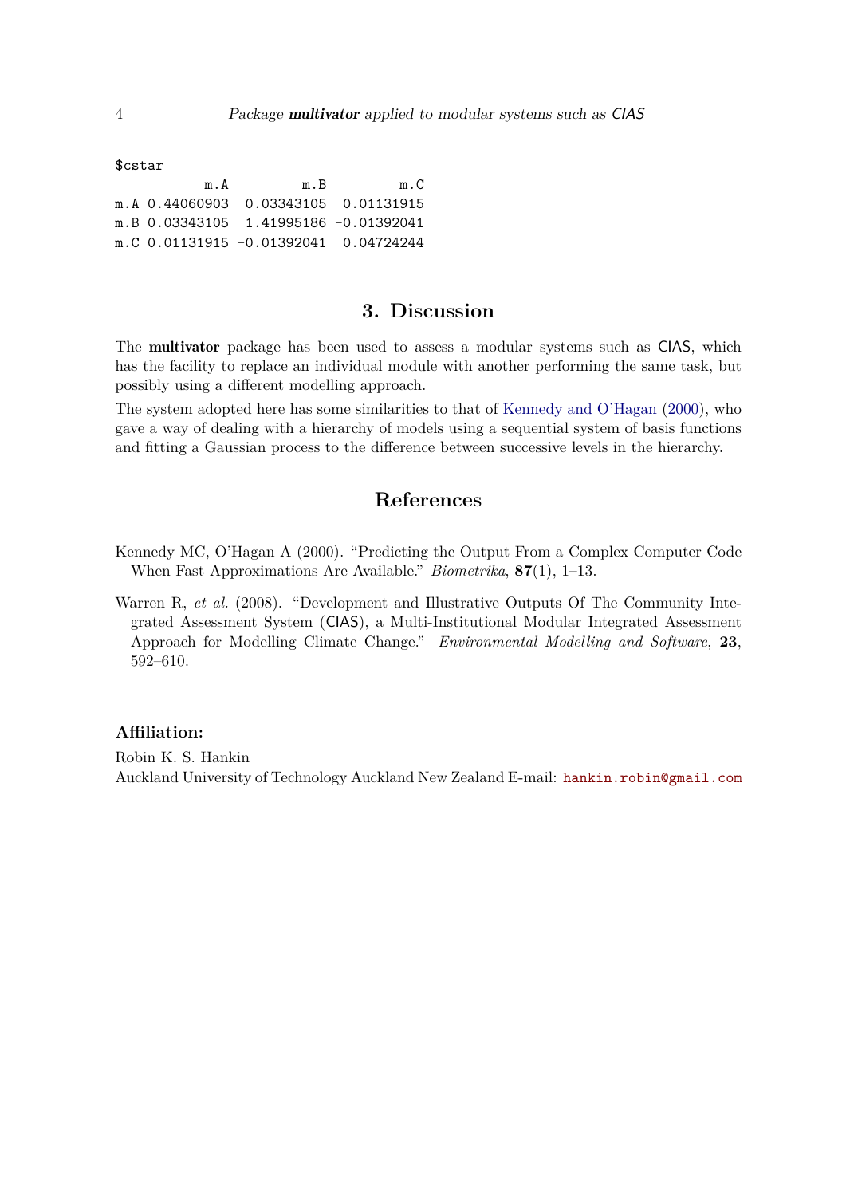```
$cstar
           m.A         m.B         m.C
m.A 0.44060903  0.03343105  0.01131915
m.B 0.03343105  1.41995186 -0.01392041
m.C 0.01131915 -0.01392041  0.04724244
```

## 3. Discussion

The **multivator** package has been used to assess a modular systems such as CIAS, which has the facility to replace an individual module with another performing the same task, but possibly using a different modelling approach.

The system adopted here has some similarities to that of Kennedy and O'Hagan (2000), who gave a way of dealing with a hierarchy of models using a sequential system of basis functions and fitting a Gaussian process to the difference between successive levels in the hierarchy.

## References

Kennedy MC, O'Hagan A (2000). "Predicting the Output From a Complex Computer Code When Fast Approximations Are Available." *Biometrika*, **87**(1), 1–13.

Warren R, *et al.* (2008). "Development and Illustrative Outputs Of The Community Integrated Assessment System (CIAS), a Multi-Institutional Modular Integrated Assessment Approach for Modelling Climate Change." *Environmental Modelling and Software*, **23**, 592–610.

### Affiliation:

Robin K. S. Hankin
Auckland University of Technology Auckland New Zealand E-mail: hankin.robin@gmail.com